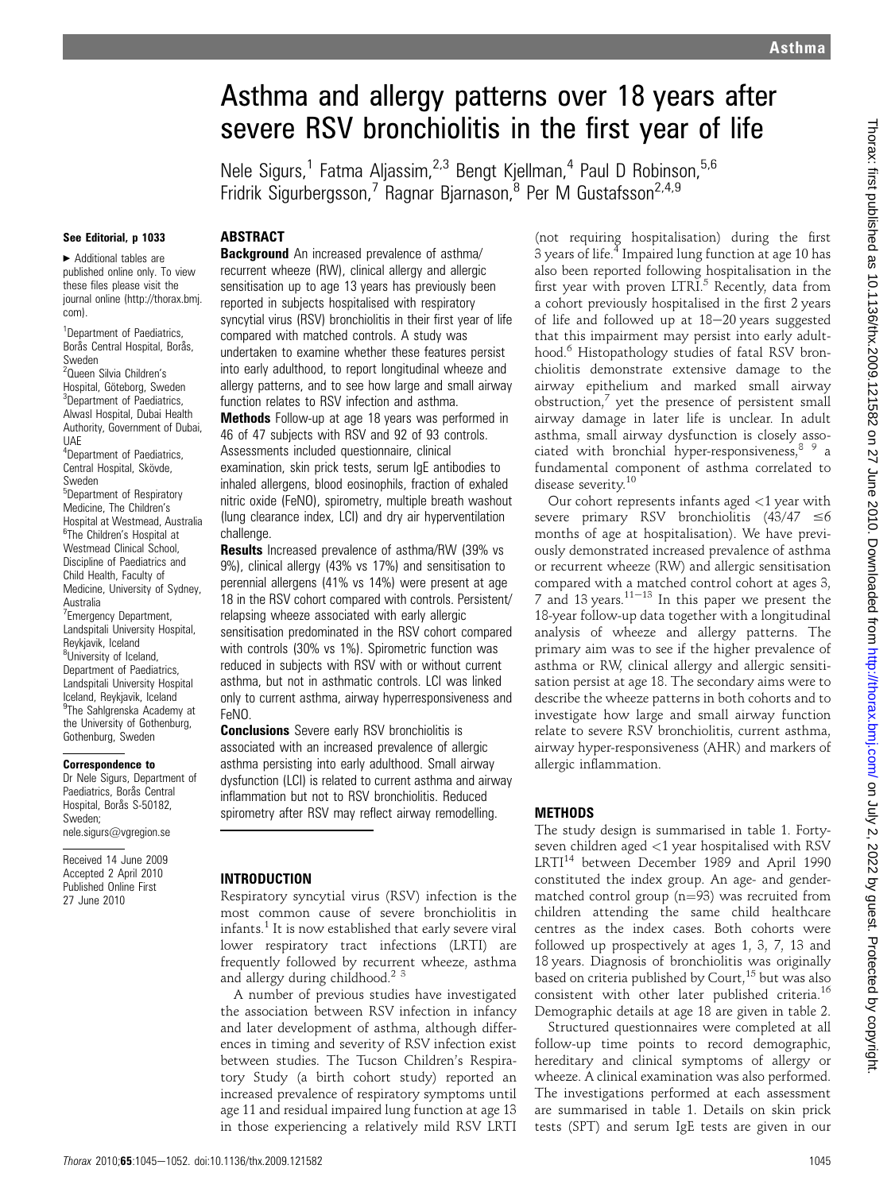# Asthma and allergy patterns over 18 years after severe RSV bronchiolitis in the first year of life

Nele Sigurs,[1] Fatma Aljassim,[2,3] Bengt Kjellman,[4] Paul D Robinson,[5,6] Fridrik Sigurbergsson,[7] Ragnar Bjarnason,[8] Per M Gustafsson[2,4,9]

**See Editorial, p 1033**

► Additional tables are published online only. To view these files please visit the journal online (http://thorax.bmj.com).

[1]Department of Paediatrics, Borås Central Hospital, Borås, Sweden
[2]Queen Silvia Children's Hospital, Göteborg, Sweden
[3]Department of Paediatrics, Alwasl Hospital, Dubai Health Authority, Government of Dubai, UAE
[4]Department of Paediatrics, Central Hospital, Skövde, Sweden
[5]Department of Respiratory Medicine, The Children's Hospital at Westmead, Australia
[6]The Children's Hospital at Westmead Clinical School, Discipline of Paediatrics and Child Health, Faculty of Medicine, University of Sydney, Australia
[7]Emergency Department, Landspitali University Hospital, Reykjavik, Iceland
[8]University of Iceland, Department of Paediatrics, Landspitali University Hospital Iceland, Reykjavik, Iceland
[9]The Sahlgrenska Academy at the University of Gothenburg, Gothenburg, Sweden

**Correspondence to**
Dr Nele Sigurs, Department of Paediatrics, Borås Central Hospital, Borås S-50182, Sweden; nele.sigurs@vgregion.se

Received 14 June 2009
Accepted 2 April 2010
Published Online First 27 June 2010

## ABSTRACT

**Background** An increased prevalence of asthma/recurrent wheeze (RW), clinical allergy and allergic sensitisation up to age 13 years has previously been reported in subjects hospitalised with respiratory syncytial virus (RSV) bronchiolitis in their first year of life compared with matched controls. A study was undertaken to examine whether these features persist into early adulthood, to report longitudinal wheeze and allergy patterns, and to see how large and small airway function relates to RSV infection and asthma.

**Methods** Follow-up at age 18 years was performed in 46 of 47 subjects with RSV and 92 of 93 controls. Assessments included questionnaire, clinical examination, skin prick tests, serum IgE antibodies to inhaled allergens, blood eosinophils, fraction of exhaled nitric oxide (FeNO), spirometry, multiple breath washout (lung clearance index, LCI) and dry air hyperventilation challenge.

**Results** Increased prevalence of asthma/RW (39% vs 9%), clinical allergy (43% vs 17%) and sensitisation to perennial allergens (41% vs 14%) were present at age 18 in the RSV cohort compared with controls. Persistent/relapsing wheeze associated with early allergic sensitisation predominated in the RSV cohort compared with controls (30% vs 1%). Spirometric function was reduced in subjects with RSV with or without current asthma, but not in asthmatic controls. LCI was linked only to current asthma, airway hyperresponsiveness and FeNO.

**Conclusions** Severe early RSV bronchiolitis is associated with an increased prevalence of allergic asthma persisting into early adulthood. Small airway dysfunction (LCI) is related to current asthma and airway inflammation but not to RSV bronchiolitis. Reduced spirometry after RSV may reflect airway remodelling.

## INTRODUCTION

Respiratory syncytial virus (RSV) infection is the most common cause of severe bronchiolitis in infants.[1] It is now established that early severe viral lower respiratory tract infections (LRTI) are frequently followed by recurrent wheeze, asthma and allergy during childhood.[2,3]

A number of previous studies have investigated the association between RSV infection in infancy and later development of asthma, although differences in timing and severity of RSV infection exist between studies. The Tucson Children's Respiratory Study (a birth cohort study) reported an increased prevalence of respiratory symptoms until age 11 and residual impaired lung function at age 13 in those experiencing a relatively mild RSV LRTI (not requiring hospitalisation) during the first 3 years of life.[4] Impaired lung function at age 10 has also been reported following hospitalisation in the first year with proven LTRI.[5] Recently, data from a cohort previously hospitalised in the first 2 years of life and followed up at 18–20 years suggested that this impairment may persist into early adulthood.[6] Histopathology studies of fatal RSV bronchiolitis demonstrate extensive damage to the airway epithelium and marked small airway obstruction,[7] yet the presence of persistent small airway damage in later life is unclear. In adult asthma, small airway dysfunction is closely associated with bronchial hyper-responsiveness,[8,9] a fundamental component of asthma correlated to disease severity.[10]

Our cohort represents infants aged <1 year with severe primary RSV bronchiolitis (43/47 ≤6 months of age at hospitalisation). We have previously demonstrated increased prevalence of asthma or recurrent wheeze (RW) and allergic sensitisation compared with a matched control cohort at ages 3, 7 and 13 years.[11–13] In this paper we present the 18-year follow-up data together with a longitudinal analysis of wheeze and allergy patterns. The primary aim was to see if the higher prevalence of asthma or RW, clinical allergy and allergic sensitisation persist at age 18. The secondary aims were to describe the wheeze patterns in both cohorts and to investigate how large and small airway function relate to severe RSV bronchiolitis, current asthma, airway hyper-responsiveness (AHR) and markers of allergic inflammation.

## METHODS

The study design is summarised in table 1. Forty-seven children aged <1 year hospitalised with RSV LRTI[14] between December 1989 and April 1990 constituted the index group. An age- and gender-matched control group (n=93) was recruited from children attending the same child healthcare centres as the index cases. Both cohorts were followed up prospectively at ages 1, 3, 7, 13 and 18 years. Diagnosis of bronchiolitis was originally based on criteria published by Court,[15] but was also consistent with other later published criteria.[16] Demographic details at age 18 are given in table 2.

Structured questionnaires were completed at all follow-up time points to record demographic, hereditary and clinical symptoms of allergy or wheeze. A clinical examination was also performed. The investigations performed at each assessment are summarised in table 1. Details on skin prick tests (SPT) and serum IgE tests are given in our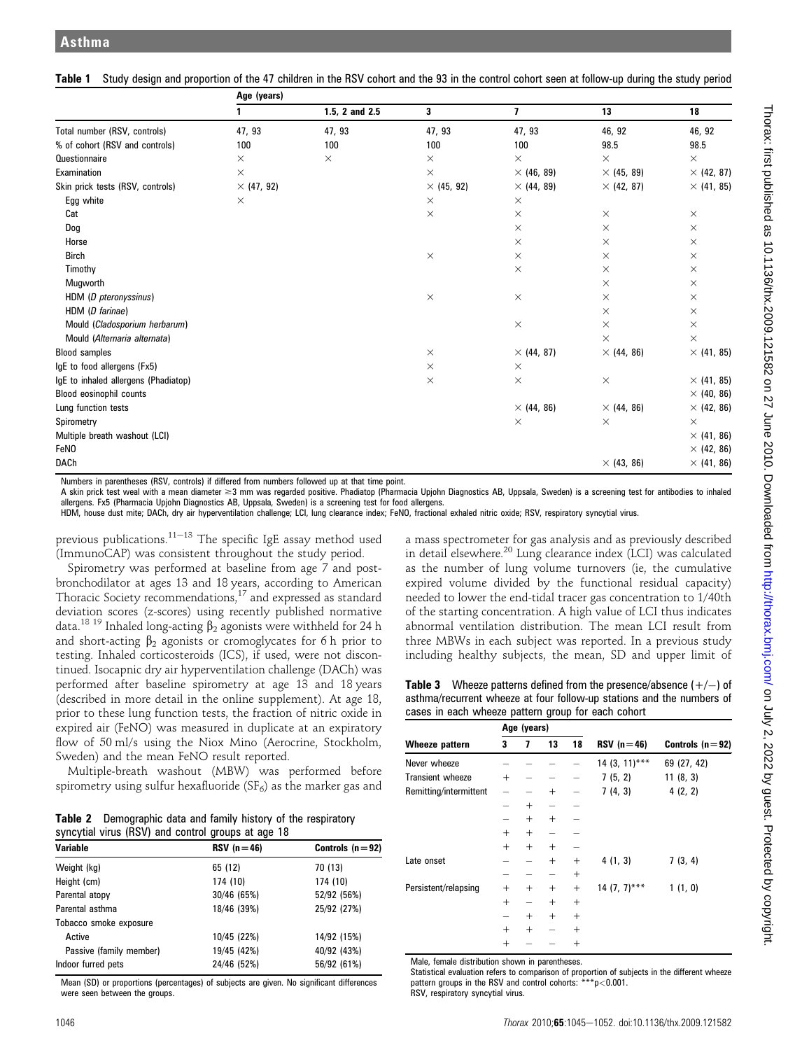**Table 1** Study design and proportion of the 47 children in the RSV cohort and the 93 in the control cohort seen at follow-up during the study period

| | Age (years) | | | | | |
|---|---|---|---|---|---|---|
| | 1 | 1.5, 2 and 2.5 | 3 | 7 | 13 | 18 |
| Total number (RSV, controls) | 47, 93 | 47, 93 | 47, 93 | 47, 93 | 46, 92 | 46, 92 |
| % of cohort (RSV and controls) | 100 | 100 | 100 | 100 | 98.5 | 98.5 |
| Questionnaire | × | × | × | × | × | × |
| Examination | × | | × | × (46, 89) | × (45, 89) | × (42, 87) |
| Skin prick tests (RSV, controls) | × (47, 92) | | × (45, 92) | × (44, 89) | × (42, 87) | × (41, 85) |
| Egg white | × | | × | × | | |
| Cat | | | × | × | × | × |
| Dog | | | | × | × | × |
| Horse | | | | × | × | × |
| Birch | | | × | × | × | × |
| Timothy | | | | × | × | × |
| Mugworth | | | | | × | × |
| HDM (*D pteronyssinus*) | | | × | × | × | × |
| HDM (*D farinae*) | | | | | × | × |
| Mould (*Cladosporium herbarum*) | | | | × | × | × |
| Mould (*Alternaria alternata*) | | | | | × | × |
| Blood samples | | | × | × (44, 87) | × (44, 86) | × (41, 85) |
| IgE to food allergens (Fx5) | | | × | × | | |
| IgE to inhaled allergens (Phadiatop) | | | × | × | × | × (41, 85) |
| Blood eosinophil counts | | | | | | × (40, 86) |
| Lung function tests | | | | × (44, 86) | × (44, 86) | × (42, 86) |
| Spirometry | | | | × | × | × |
| Multiple breath washout (LCI) | | | | | | × (41, 86) |
| FeNO | | | | | | × (42, 86) |
| DACh | | | | | × (43, 86) | × (41, 86) |

Numbers in parentheses (RSV, controls) if differed from numbers followed up at that time point.
A skin prick test weal with a mean diameter ≥3 mm was regarded positive. Phadiatop (Pharmacia Upjohn Diagnostics AB, Uppsala, Sweden) is a screening test for antibodies to inhaled allergens. Fx5 (Pharmacia Upjohn Diagnostics AB, Uppsala, Sweden) is a screening test for food allergens.
HDM, house dust mite; DACh, dry air hyperventilation challenge; LCI, lung clearance index; FeNO, fractional exhaled nitric oxide; RSV, respiratory syncytial virus.

previous publications.[11–13] The specific IgE assay method used (ImmunoCAP) was consistent throughout the study period.

Spirometry was performed at baseline from age 7 and post-bronchodilator at ages 13 and 18 years, according to American Thoracic Society recommendations,[17] and expressed as standard deviation scores (z-scores) using recently published normative data.[18 19] Inhaled long-acting $\beta_2$ agonists were withheld for 24 h and short-acting $\beta_2$ agonists or cromoglycates for 6 h prior to testing. Inhaled corticosteroids (ICS), if used, were not discontinued. Isocapnic dry air hyperventilation challenge (DACh) was performed after baseline spirometry at age 13 and 18 years (described in more detail in the online supplement). At age 18, prior to these lung function tests, the fraction of nitric oxide in expired air (FeNO) was measured in duplicate at an expiratory flow of 50 ml/s using the Niox Mino (Aerocrine, Stockholm, Sweden) and the mean FeNO result reported.

Multiple-breath washout (MBW) was performed before spirometry using sulfur hexafluoride ($SF_6$) as the marker gas and a mass spectrometer for gas analysis and as previously described in detail elsewhere.[20] Lung clearance index (LCI) was calculated as the number of lung volume turnovers (ie, the cumulative expired volume divided by the functional residual capacity) needed to lower the end-tidal tracer gas concentration to 1/40th of the starting concentration. A high value of LCI thus indicates abnormal ventilation distribution. The mean LCI result from three MBWs in each subject was reported. In a previous study including healthy subjects, the mean, SD and upper limit of

**Table 2** Demographic data and family history of the respiratory syncytial virus (RSV) and control groups at age 18

| Variable | RSV (n=46) | Controls (n=92) |
|---|---|---|
| Weight (kg) | 65 (12) | 70 (13) |
| Height (cm) | 174 (10) | 174 (10) |
| Parental atopy | 30/46 (65%) | 52/92 (56%) |
| Parental asthma | 18/46 (39%) | 25/92 (27%) |
| Tobacco smoke exposure | | |
| Active | 10/45 (22%) | 14/92 (15%) |
| Passive (family member) | 19/45 (42%) | 40/92 (43%) |
| Indoor furred pets | 24/46 (52%) | 56/92 (61%) |

Mean (SD) or proportions (percentages) of subjects are given. No significant differences were seen between the groups.

**Table 3** Wheeze patterns defined from the presence/absence (+/−) of asthma/recurrent wheeze at four follow-up stations and the numbers of cases in each wheeze pattern group for each cohort

| | Age (years) | | | | | |
|---|---|---|---|---|---|---|
| Wheeze pattern | 3 | 7 | 13 | 18 | RSV (n=46) | Controls (n=92) |
| Never wheeze | − | − | − | − | 14 (3, 11)*** | 69 (27, 42) |
| Transient wheeze | + | − | − | − | 7 (5, 2) | 11 (8, 3) |
| Remitting/intermittent | − | − | + | − | 7 (4, 3) | 4 (2, 2) |
| | − | + | − | − | | |
| | − | + | + | − | | |
| | + | + | − | − | | |
| | + | + | + | − | | |
| Late onset | − | − | + | + | 4 (1, 3) | 7 (3, 4) |
| | − | − | − | + | | |
| Persistent/relapsing | + | + | + | + | 14 (7, 7)*** | 1 (1, 0) |
| | + | − | + | + | | |
| | − | + | + | + | | |
| | + | + | − | + | | |
| | + | − | − | + | | |

Male, female distribution shown in parentheses.
Statistical evaluation refers to comparison of proportion of subjects in the different wheeze pattern groups in the RSV and control cohorts: ***$p<0.001$.
RSV, respiratory syncytial virus.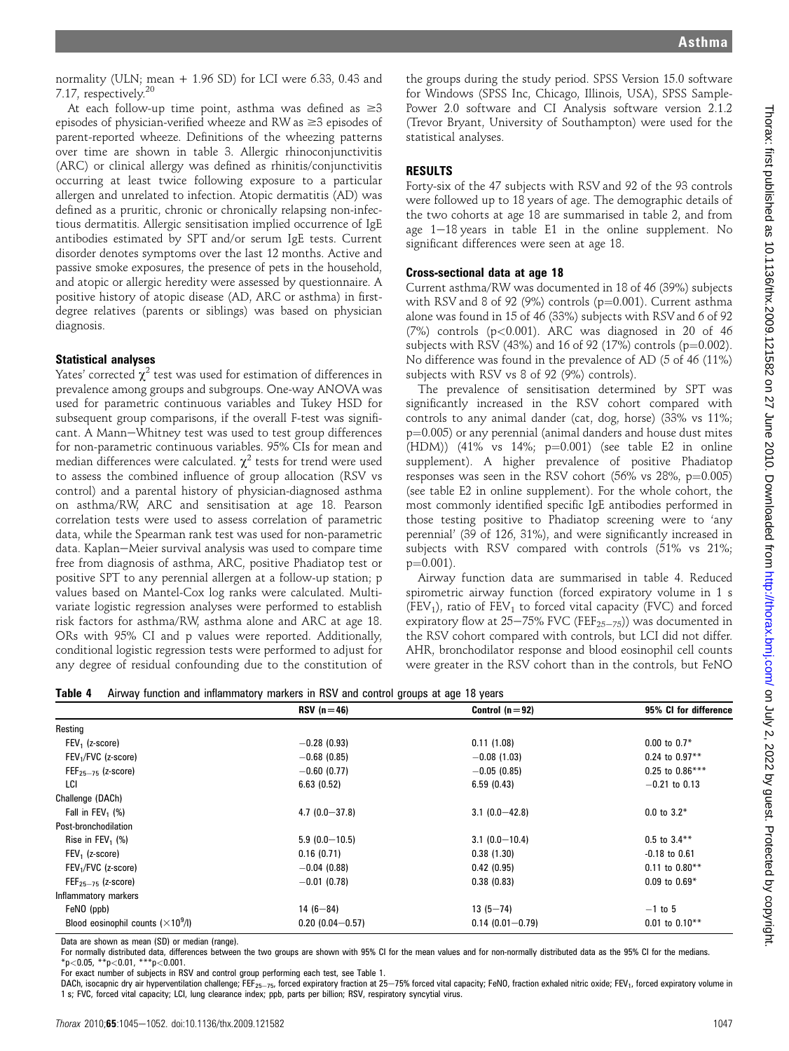normality (ULN; mean + 1.96 SD) for LCI were 6.33, 0.43 and 7.17, respectively.[20]

At each follow-up time point, asthma was defined as ≥3 episodes of physician-verified wheeze and RW as ≥3 episodes of parent-reported wheeze. Definitions of the wheezing patterns over time are shown in table 3. Allergic rhinoconjunctivitis (ARC) or clinical allergy was defined as rhinitis/conjunctivitis occurring at least twice following exposure to a particular allergen and unrelated to infection. Atopic dermatitis (AD) was defined as a pruritic, chronic or chronically relapsing non-infectious dermatitis. Allergic sensitisation implied occurrence of IgE antibodies estimated by SPT and/or serum IgE tests. Current disorder denotes symptoms over the last 12 months. Active and passive smoke exposures, the presence of pets in the household, and atopic or allergic heredity were assessed by questionnaire. A positive history of atopic disease (AD, ARC or asthma) in first-degree relatives (parents or siblings) was based on physician diagnosis.

### Statistical analyses

Yates' corrected $\chi^2$ test was used for estimation of differences in prevalence among groups and subgroups. One-way ANOVA was used for parametric continuous variables and Tukey HSD for subsequent group comparisons, if the overall F-test was significant. A Mann–Whitney test was used to test group differences for non-parametric continuous variables. 95% CIs for mean and median differences were calculated. $\chi^2$ tests for trend were used to assess the combined influence of group allocation (RSV vs control) and a parental history of physician-diagnosed asthma on asthma/RW, ARC and sensitisation at age 18. Pearson correlation tests were used to assess correlation of parametric data, while the Spearman rank test was used for non-parametric data. Kaplan–Meier survival analysis was used to compare time free from diagnosis of asthma, ARC, positive Phadiatop test or positive SPT to any perennial allergen at a follow-up station; p values based on Mantel-Cox log ranks were calculated. Multivariate logistic regression analyses were performed to establish risk factors for asthma/RW, asthma alone and ARC at age 18. ORs with 95% CI and p values were reported. Additionally, conditional logistic regression tests were performed to adjust for any degree of residual confounding due to the constitution of the groups during the study period. SPSS Version 15.0 software for Windows (SPSS Inc, Chicago, Illinois, USA), SPSS Sample-Power 2.0 software and CI Analysis software version 2.1.2 (Trevor Bryant, University of Southampton) were used for the statistical analyses.

## RESULTS

Forty-six of the 47 subjects with RSV and 92 of the 93 controls were followed up to 18 years of age. The demographic details of the two cohorts at age 18 are summarised in table 2, and from age 1–18 years in table E1 in the online supplement. No significant differences were seen at age 18.

### Cross-sectional data at age 18

Current asthma/RW was documented in 18 of 46 (39%) subjects with RSV and 8 of 92 (9%) controls (p=0.001). Current asthma alone was found in 15 of 46 (33%) subjects with RSV and 6 of 92 (7%) controls (p<0.001). ARC was diagnosed in 20 of 46 subjects with RSV (43%) and 16 of 92 (17%) controls (p=0.002). No difference was found in the prevalence of AD (5 of 46 (11%) subjects with RSV vs 8 of 92 (9%) controls).

The prevalence of sensitisation determined by SPT was significantly increased in the RSV cohort compared with controls to any animal dander (cat, dog, horse) (33% vs 11%; p=0.005) or any perennial (animal danders and house dust mites (HDM)) (41% vs 14%; p=0.001) (see table E2 in online supplement). A higher prevalence of positive Phadiatop responses was seen in the RSV cohort (56% vs 28%, p=0.005) (see table E2 in online supplement). For the whole cohort, the most commonly identified specific IgE antibodies performed in those testing positive to Phadiatop screening were to 'any perennial' (39 of 126, 31%), and were significantly increased in subjects with RSV compared with controls (51% vs 21%; p=0.001).

Airway function data are summarised in table 4. Reduced spirometric airway function (forced expiratory volume in 1 s ($FEV_1$), ratio of $FEV_1$ to forced vital capacity (FVC) and forced expiratory flow at 25–75% FVC ($FEF_{25-75}$)) was documented in the RSV cohort compared with controls, but LCI did not differ. AHR, bronchodilator response and blood eosinophil cell counts were greater in the RSV cohort than in the controls, but FeNO

**Table 4** Airway function and inflammatory markers in RSV and control groups at age 18 years

| | RSV (n=46) | Control (n=92) | 95% CI for difference |
|---|---|---|---|
| Resting | | | |
| $FEV_1$ (z-score) | −0.28 (0.93) | 0.11 (1.08) | 0.00 to 0.7* |
| $FEV_1$/FVC (z-score) | −0.68 (0.85) | −0.08 (1.03) | 0.24 to 0.97** |
| $FEF_{25-75}$ (z-score) | −0.60 (0.77) | −0.05 (0.85) | 0.25 to 0.86*** |
| LCI | 6.63 (0.52) | 6.59 (0.43) | −0.21 to 0.13 |
| Challenge (DACh) | | | |
| Fall in $FEV_1$ (%) | 4.7 (0.0−37.8) | 3.1 (0.0−42.8) | 0.0 to 3.2* |
| Post-bronchodilation | | | |
| Rise in $FEV_1$ (%) | 5.9 (0.0−10.5) | 3.1 (0.0−10.4) | 0.5 to 3.4** |
| $FEV_1$ (z-score) | 0.16 (0.71) | 0.38 (1.30) | -0.18 to 0.61 |
| $FEV_1$/FVC (z-score) | −0.04 (0.88) | 0.42 (0.95) | 0.11 to 0.80** |
| $FEF_{25-75}$ (z-score) | −0.01 (0.78) | 0.38 (0.83) | 0.09 to 0.69* |
| Inflammatory markers | | | |
| FeNO (ppb) | 14 (6−84) | 13 (5−74) | −1 to 5 |
| Blood eosinophil counts ($\times 10^9$/l) | 0.20 (0.04−0.57) | 0.14 (0.01−0.79) | 0.01 to 0.10** |

Data are shown as mean (SD) or median (range).
For normally distributed data, differences between the two groups are shown with 95% CI for the mean values and for non-normally distributed data as the 95% CI for the medians.
*p<0.05, **p<0.01, ***p<0.001.
For exact number of subjects in RSV and control group performing each test, see Table 1.
DACh, isocapnic dry air hyperventilation challenge; $FEF_{25-75}$, forced expiratory fraction at 25–75% forced vital capacity; FeNO, fraction exhaled nitric oxide; $FEV_1$, forced expiratory volume in 1 s; FVC, forced vital capacity; LCI, lung clearance index; ppb, parts per billion; RSV, respiratory syncytial virus.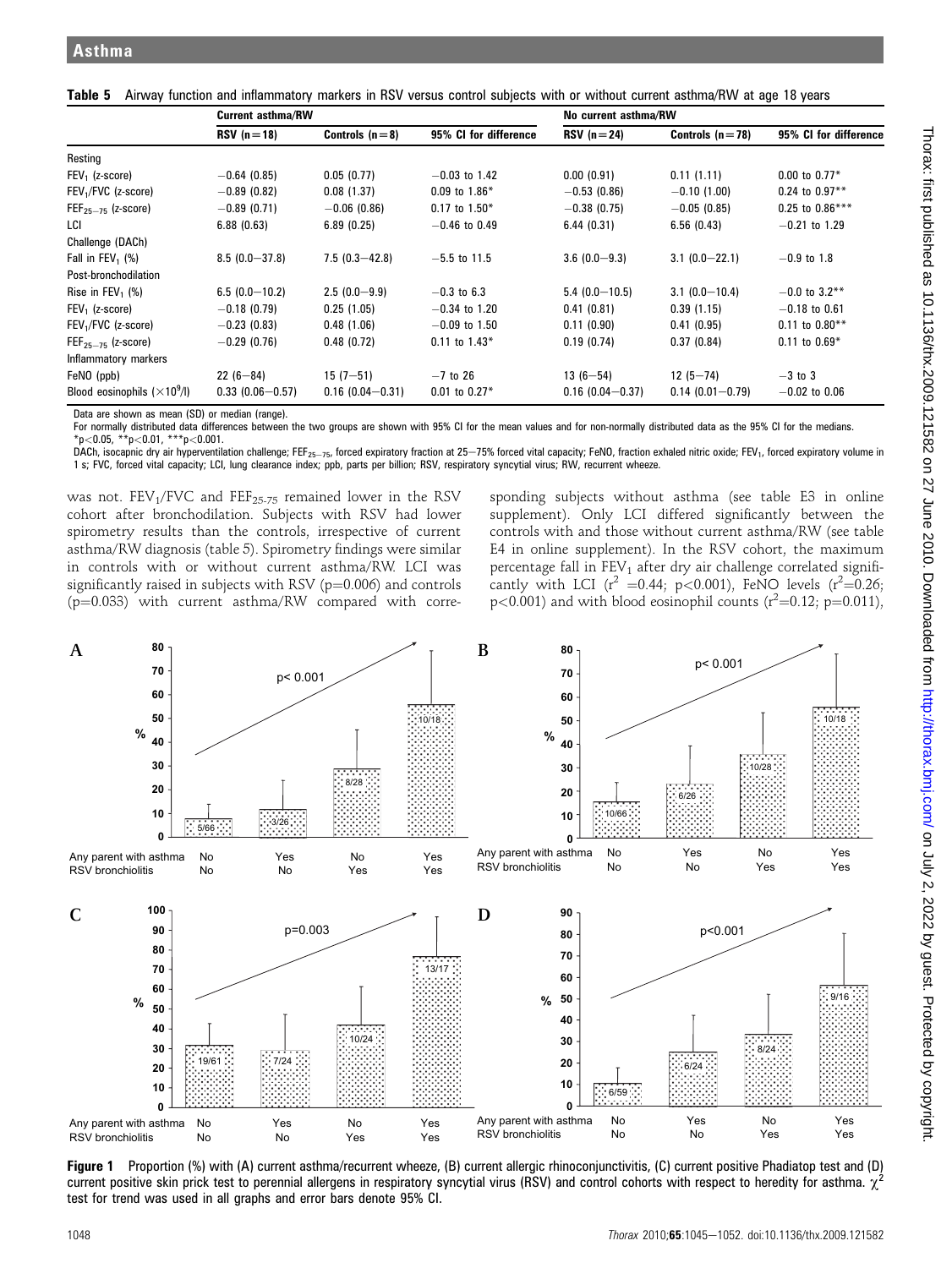**Table 5** Airway function and inflammatory markers in RSV versus control subjects with or without current asthma/RW at age 18 years

| | Current asthma/RW | | | No current asthma/RW | | |
|---|---|---|---|---|---|---|
| | RSV (n=18) | Controls (n=8) | 95% CI for difference | RSV (n=24) | Controls (n=78) | 95% CI for difference |
| Resting | | | | | | |
| $FEV_1$ (z-score) | −0.64 (0.85) | 0.05 (0.77) | −0.03 to 1.42 | 0.00 (0.91) | 0.11 (1.11) | 0.00 to 0.77* |
| $FEV_1$/FVC (z-score) | −0.89 (0.82) | 0.08 (1.37) | 0.09 to 1.86* | −0.53 (0.86) | −0.10 (1.00) | 0.24 to 0.97** |
| $FEF_{25-75}$ (z-score) | −0.89 (0.71) | −0.06 (0.86) | 0.17 to 1.50* | −0.38 (0.75) | −0.05 (0.85) | 0.25 to 0.86*** |
| LCI | 6.88 (0.63) | 6.89 (0.25) | −0.46 to 0.49 | 6.44 (0.31) | 6.56 (0.43) | −0.21 to 1.29 |
| Challenge (DACh) | | | | | | |
| Fall in $FEV_1$ (%) | 8.5 (0.0−37.8) | 7.5 (0.3−42.8) | −5.5 to 11.5 | 3.6 (0.0−9.3) | 3.1 (0.0−22.1) | −0.9 to 1.8 |
| Post-bronchodilation | | | | | | |
| Rise in $FEV_1$ (%) | 6.5 (0.0−10.2) | 2.5 (0.0−9.9) | −0.3 to 6.3 | 5.4 (0.0−10.5) | 3.1 (0.0−10.4) | −0.0 to 3.2** |
| $FEV_1$ (z-score) | −0.18 (0.79) | 0.25 (1.05) | −0.34 to 1.20 | 0.41 (0.81) | 0.39 (1.15) | −0.18 to 0.61 |
| $FEV_1$/FVC (z-score) | −0.23 (0.83) | 0.48 (1.06) | −0.09 to 1.50 | 0.11 (0.90) | 0.41 (0.95) | 0.11 to 0.80** |
| $FEF_{25-75}$ (z-score) | −0.29 (0.76) | 0.48 (0.72) | 0.11 to 1.43* | 0.19 (0.74) | 0.37 (0.84) | 0.11 to 0.69* |
| Inflammatory markers | | | | | | |
| FeNO (ppb) | 22 (6−84) | 15 (7−51) | −7 to 26 | 13 (6−54) | 12 (5−74) | −3 to 3 |
| Blood eosinophils ($\times 10^9$/l) | 0.33 (0.06−0.57) | 0.16 (0.04−0.31) | 0.01 to 0.27* | 0.16 (0.04−0.37) | 0.14 (0.01−0.79) | −0.02 to 0.06 |

Data are shown as mean (SD) or median (range).
For normally distributed data differences between the two groups are shown with 95% CI for the mean values and for non-normally distributed data as the 95% CI for the medians.
*$p<0.05$, **$p<0.01$, ***$p<0.001$.
DACh, isocapnic dry air hyperventilation challenge; $FEF_{25-75}$, forced expiratory fraction at 25–75% forced vital capacity; FeNO, fraction exhaled nitric oxide; $FEV_1$, forced expiratory volume in 1 s; FVC, forced vital capacity; LCI, lung clearance index; ppb, parts per billion; RSV, respiratory syncytial virus; RW, recurrent wheeze.

was not. $FEV_1$/FVC and $FEF_{25-75}$ remained lower in the RSV cohort after bronchodilation. Subjects with RSV had lower spirometry results than the controls, irrespective of current asthma/RW diagnosis (table 5). Spirometry findings were similar in controls with or without current asthma/RW. LCI was significantly raised in subjects with RSV (p=0.006) and controls (p=0.033) with current asthma/RW compared with corresponding subjects without asthma (see table E3 in online supplement). Only LCI differed significantly between the controls with and those without current asthma/RW (see table E4 in online supplement). In the RSV cohort, the maximum percentage fall in $FEV_1$ after dry air challenge correlated significantly with LCI ($r^2$ =0.44; $p<0.001$), FeNO levels ($r^2$=0.26; $p<0.001$) and with blood eosinophil counts ($r^2$=0.12; p=0.011),

**Figure 1** Proportion (%) with (A) current asthma/recurrent wheeze, (B) current allergic rhinoconjunctivitis, (C) current positive Phadiatop test and (D) current positive skin prick test to perennial allergens in respiratory syncytial virus (RSV) and control cohorts with respect to heredity for asthma. $\chi^2$ test for trend was used in all graphs and error bars denote 95% CI.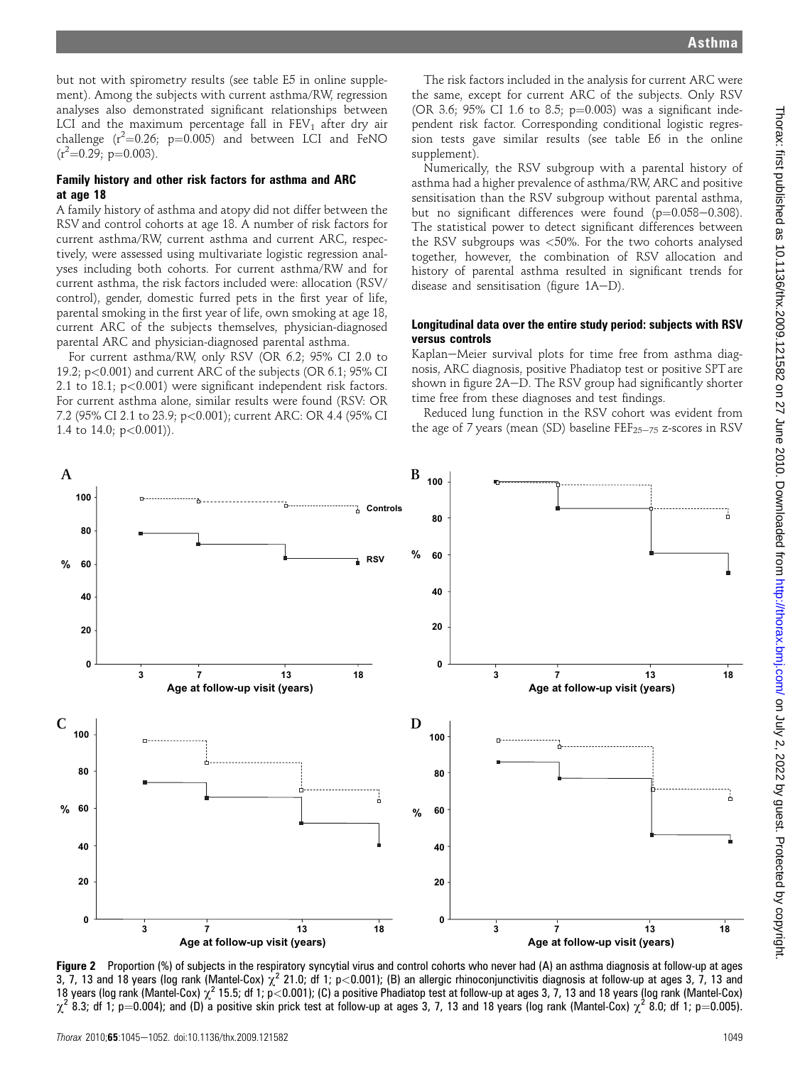but not with spirometry results (see table E5 in online supplement). Among the subjects with current asthma/RW, regression analyses also demonstrated significant relationships between LCI and the maximum percentage fall in $FEV_1$ after dry air challenge ($r^2$=0.26; p=0.005) and between LCI and FeNO ($r^2$=0.29; p=0.003).

## Family history and other risk factors for asthma and ARC at age 18

A family history of asthma and atopy did not differ between the RSV and control cohorts at age 18. A number of risk factors for current asthma/RW, current asthma and current ARC, respectively, were assessed using multivariate logistic regression analyses including both cohorts. For current asthma/RW and for current asthma, the risk factors included were: allocation (RSV/control), gender, domestic furred pets in the first year of life, parental smoking in the first year of life, own smoking at age 18, current ARC of the subjects themselves, physician-diagnosed parental ARC and physician-diagnosed parental asthma.

For current asthma/RW, only RSV (OR 6.2; 95% CI 2.0 to 19.2; p<0.001) and current ARC of the subjects (OR 6.1; 95% CI 2.1 to 18.1; p<0.001) were significant independent risk factors. For current asthma alone, similar results were found (RSV: OR 7.2 (95% CI 2.1 to 23.9; p<0.001); current ARC: OR 4.4 (95% CI 1.4 to 14.0; p<0.001)).

The risk factors included in the analysis for current ARC were the same, except for current ARC of the subjects. Only RSV (OR 3.6; 95% CI 1.6 to 8.5; p=0.003) was a significant independent risk factor. Corresponding conditional logistic regression tests gave similar results (see table E6 in the online supplement).

Numerically, the RSV subgroup with a parental history of asthma had a higher prevalence of asthma/RW, ARC and positive sensitisation than the RSV subgroup without parental asthma, but no significant differences were found (p=0.058–0.308). The statistical power to detect significant differences between the RSV subgroups was <50%. For the two cohorts analysed together, however, the combination of RSV allocation and history of parental asthma resulted in significant trends for disease and sensitisation (figure 1A–D).

## Longitudinal data over the entire study period: subjects with RSV versus controls

Kaplan–Meier survival plots for time free from asthma diagnosis, ARC diagnosis, positive Phadiatop test or positive SPT are shown in figure 2A–D. The RSV group had significantly shorter time free from these diagnoses and test findings.

Reduced lung function in the RSV cohort was evident from the age of 7 years (mean (SD) baseline $FEF_{25-75}$ z-scores in RSV

**Figure 2** Proportion (%) of subjects in the respiratory syncytial virus and control cohorts who never had (A) an asthma diagnosis at follow-up at ages 3, 7, 13 and 18 years (log rank (Mantel-Cox) $\chi^2$ 21.0; df 1; p<0.001); (B) an allergic rhinoconjunctivitis diagnosis at follow-up at ages 3, 7, 13 and 18 years (log rank (Mantel-Cox) $\chi^2$ 15.5; df 1; p<0.001); (C) a positive Phadiatop test at follow-up at ages 3, 7, 13 and 18 years (log rank (Mantel-Cox) $\chi^2$ 8.3; df 1; p=0.004); and (D) a positive skin prick test at follow-up at ages 3, 7, 13 and 18 years (log rank (Mantel-Cox) $\chi^2$ 8.0; df 1; p=0.005).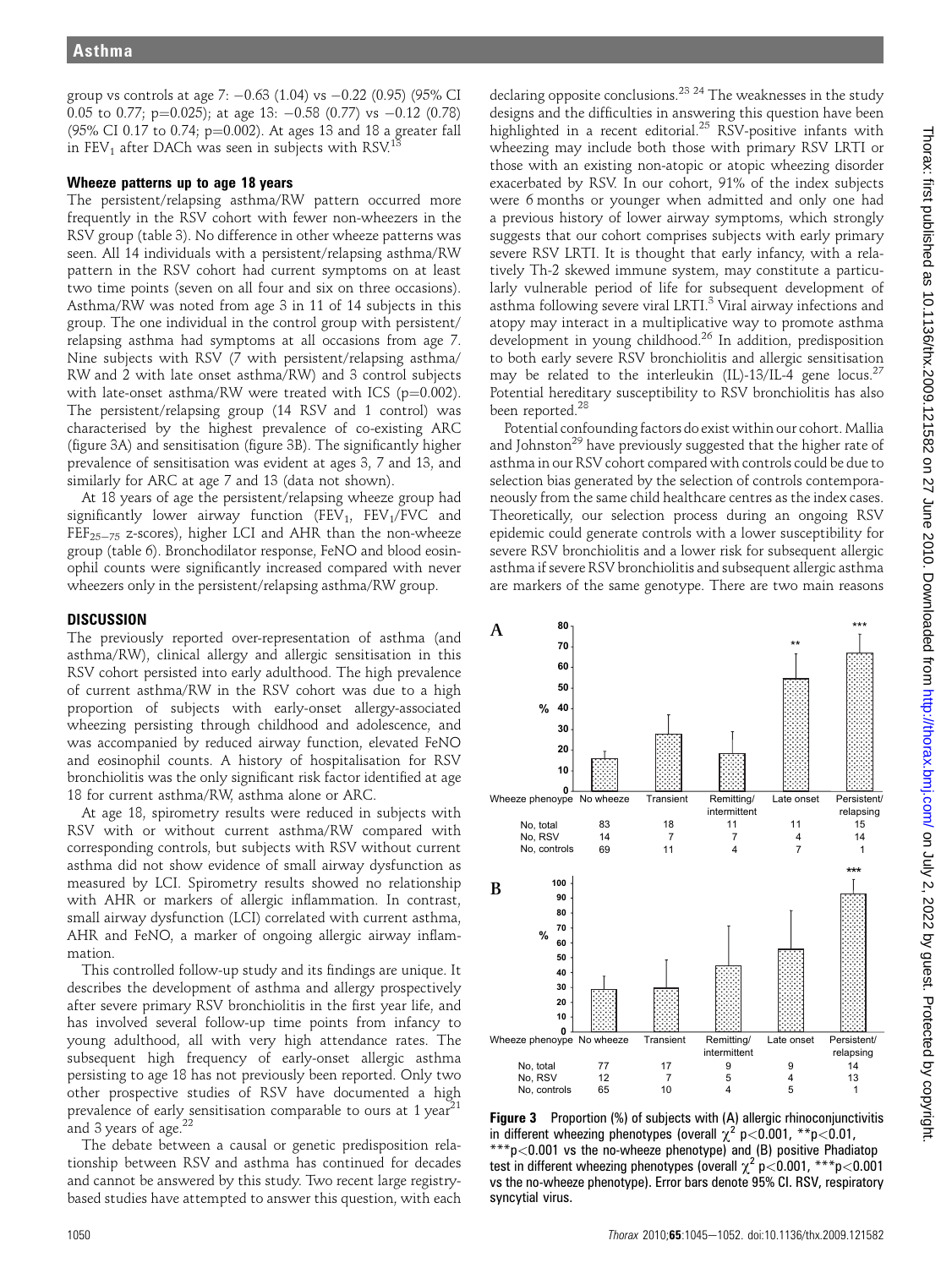group vs controls at age 7: −0.63 (1.04) vs −0.22 (0.95) (95% CI 0.05 to 0.77; p=0.025); at age 13: −0.58 (0.77) vs −0.12 (0.78) (95% CI 0.17 to 0.74; p=0.002). At ages 13 and 18 a greater fall in $FEV_1$ after DACh was seen in subjects with RSV.[13]

### Wheeze patterns up to age 18 years

The persistent/relapsing asthma/RW pattern occurred more frequently in the RSV cohort with fewer non-wheezers in the RSV group (table 3). No difference in other wheeze patterns was seen. All 14 individuals with a persistent/relapsing asthma/RW pattern in the RSV cohort had current symptoms on at least two time points (seven on all four and six on three occasions). Asthma/RW was noted from age 3 in 11 of 14 subjects in this group. The one individual in the control group with persistent/relapsing asthma had symptoms at all occasions from age 7. Nine subjects with RSV (7 with persistent/relapsing asthma/RW and 2 with late onset asthma/RW) and 3 control subjects with late-onset asthma/RW were treated with ICS (p=0.002). The persistent/relapsing group (14 RSV and 1 control) was characterised by the highest prevalence of co-existing ARC (figure 3A) and sensitisation (figure 3B). The significantly higher prevalence of sensitisation was evident at ages 3, 7 and 13, and similarly for ARC at age 7 and 13 (data not shown).

At 18 years of age the persistent/relapsing wheeze group had significantly lower airway function ($FEV_1$, $FEV_1$/FVC and $FEF_{25-75}$ z-scores), higher LCI and AHR than the non-wheeze group (table 6). Bronchodilator response, FeNO and blood eosinophil counts were significantly increased compared with never wheezers only in the persistent/relapsing asthma/RW group.

## DISCUSSION

The previously reported over-representation of asthma (and asthma/RW), clinical allergy and allergic sensitisation in this RSV cohort persisted into early adulthood. The high prevalence of current asthma/RW in the RSV cohort was due to a high proportion of subjects with early-onset allergy-associated wheezing persisting through childhood and adolescence, and was accompanied by reduced airway function, elevated FeNO and eosinophil counts. A history of hospitalisation for RSV bronchiolitis was the only significant risk factor identified at age 18 for current asthma/RW, asthma alone or ARC.

At age 18, spirometry results were reduced in subjects with RSV with or without current asthma/RW compared with corresponding controls, but subjects with RSV without current asthma did not show evidence of small airway dysfunction as measured by LCI. Spirometry results showed no relationship with AHR or markers of allergic inflammation. In contrast, small airway dysfunction (LCI) correlated with current asthma, AHR and FeNO, a marker of ongoing allergic airway inflammation.

This controlled follow-up study and its findings are unique. It describes the development of asthma and allergy prospectively after severe primary RSV bronchiolitis in the first year life, and has involved several follow-up time points from infancy to young adulthood, all with very high attendance rates. The subsequent high frequency of early-onset allergic asthma persisting to age 18 has not previously been reported. Only two other prospective studies of RSV have documented a high prevalence of early sensitisation comparable to ours at 1 year[21] and 3 years of age.[22]

The debate between a causal or genetic predisposition relationship between RSV and asthma has continued for decades and cannot be answered by this study. Two recent large registry-based studies have attempted to answer this question, with each declaring opposite conclusions.[23 24] The weaknesses in the study designs and the difficulties in answering this question have been highlighted in a recent editorial.[25] RSV-positive infants with wheezing may include both those with primary RSV LRTI or those with an existing non-atopic or atopic wheezing disorder exacerbated by RSV. In our cohort, 91% of the index subjects were 6 months or younger when admitted and only one had a previous history of lower airway symptoms, which strongly suggests that our cohort comprises subjects with early primary severe RSV LRTI. It is thought that early infancy, with a relatively Th-2 skewed immune system, may constitute a particularly vulnerable period of life for subsequent development of asthma following severe viral LRTI.[3] Viral airway infections and atopy may interact in a multiplicative way to promote asthma development in young childhood.[26] In addition, predisposition to both early severe RSV bronchiolitis and allergic sensitisation may be related to the interleukin (IL)-13/IL-4 gene locus.[27] Potential hereditary susceptibility to RSV bronchiolitis has also been reported.[28]

Potential confounding factors do exist within our cohort. Mallia and Johnston[29] have previously suggested that the higher rate of asthma in our RSV cohort compared with controls could be due to selection bias generated by the selection of controls contemporaneously from the same child healthcare centres as the index cases. Theoretically, our selection process during an ongoing RSV epidemic could generate controls with a lower susceptibility for severe RSV bronchiolitis and a lower risk for subsequent allergic asthma if severe RSV bronchiolitis and subsequent allergic asthma are markers of the same genotype. There are two main reasons

| Wheeze phenotype | No wheeze | Transient | Remitting/intermittent | Late onset | Persistent/relapsing |
|---|---|---|---|---|---|
| **A** No, total | 83 | 18 | 11 | 11 | 15 |
| No, RSV | 14 | 7 | 7 | 4 | 14 |
| No, controls | 69 | 11 | 4 | 7 | 1 |
| **B** No, total | 77 | 17 | 9 | 9 | 14 |
| No, RSV | 12 | 7 | 5 | 4 | 13 |
| No, controls | 65 | 10 | 4 | 5 | 1 |

**Figure 3** Proportion (%) of subjects with (A) allergic rhinoconjunctivitis in different wheezing phenotypes (overall $\chi^2$ $p<0.001$, \*\*$p<0.01$, \*\*\*$p<0.001$ vs the no-wheeze phenotype) and (B) positive Phadiatop test in different wheezing phenotypes (overall $\chi^2$ $p<0.001$, \*\*\*$p<0.001$ vs the no-wheeze phenotype). Error bars denote 95% CI. RSV, respiratory syncytial virus.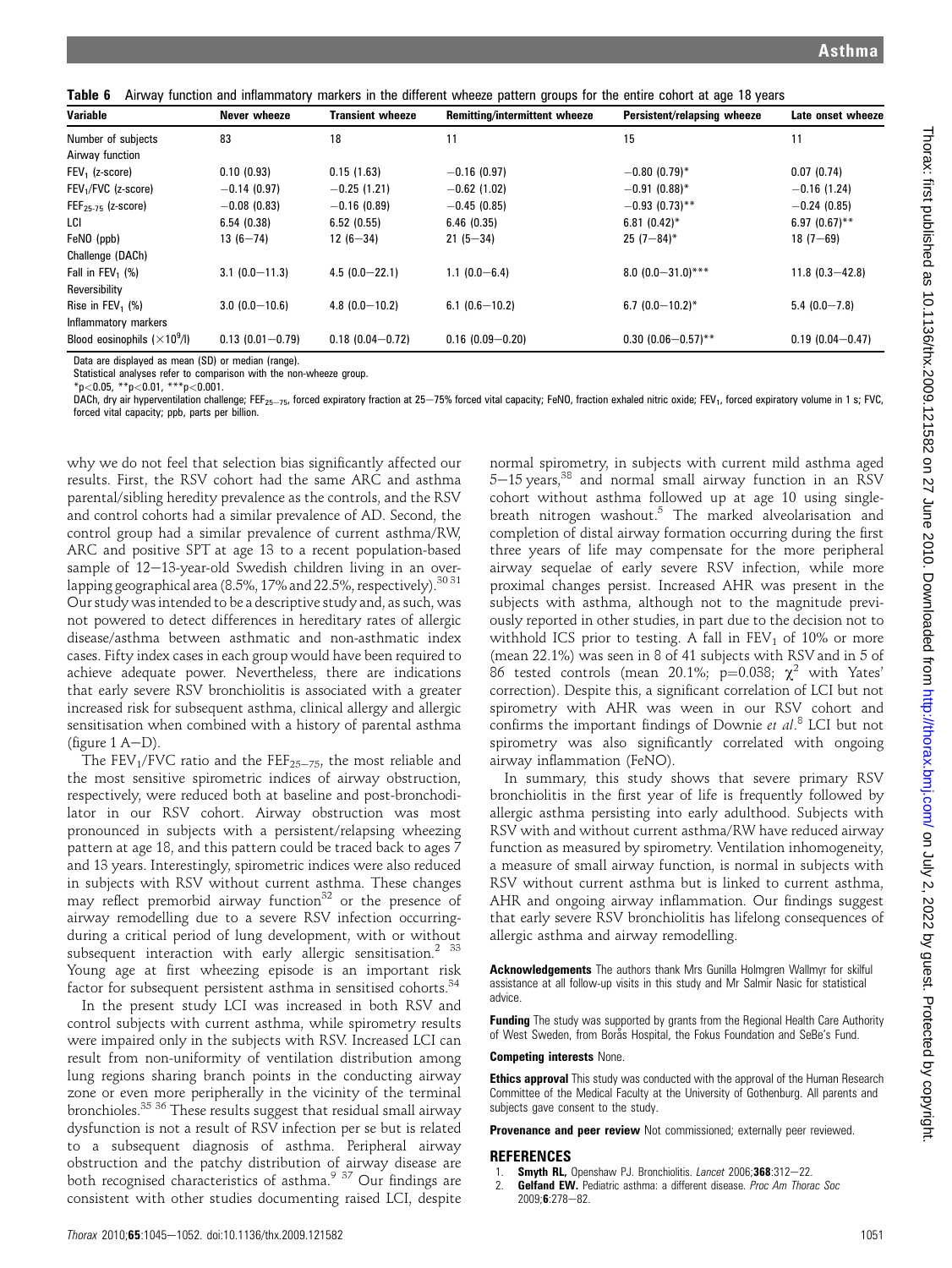**Table 6** Airway function and inflammatory markers in the different wheeze pattern groups for the entire cohort at age 18 years

| Variable | Never wheeze | Transient wheeze | Remitting/intermittent wheeze | Persistent/relapsing wheeze | Late onset wheeze |
|---|---|---|---|---|---|
| Number of subjects | 83 | 18 | 11 | 15 | 11 |
| Airway function | | | | | |
| $FEV_1$ (z-score) | 0.10 (0.93) | 0.15 (1.63) | −0.16 (0.97) | −0.80 (0.79)* | 0.07 (0.74) |
| $FEV_1/FVC$ (z-score) | −0.14 (0.97) | −0.25 (1.21) | −0.62 (1.02) | −0.91 (0.88)* | −0.16 (1.24) |
| $FEF_{25-75}$ (z-score) | −0.08 (0.83) | −0.16 (0.89) | −0.45 (0.85) | −0.93 (0.73)** | −0.24 (0.85) |
| LCI | 6.54 (0.38) | 6.52 (0.55) | 6.46 (0.35) | 6.81 (0.42)* | 6.97 (0.67)** |
| FeNO (ppb) | 13 (6−74) | 12 (6−34) | 21 (5−34) | 25 (7−84)* | 18 (7−69) |
| Challenge (DACh) | | | | | |
| Fall in $FEV_1$ (%) | 3.1 (0.0−11.3) | 4.5 (0.0−22.1) | 1.1 (0.0−6.4) | 8.0 (0.0−31.0)*** | 11.8 (0.3−42.8) |
| Reversibility | | | | | |
| Rise in $FEV_1$ (%) | 3.0 (0.0−10.6) | 4.8 (0.0−10.2) | 6.1 (0.6−10.2) | 6.7 (0.0−10.2)* | 5.4 (0.0−7.8) |
| Inflammatory markers | | | | | |
| Blood eosinophils ($\times 10^9$/l) | 0.13 (0.01−0.79) | 0.18 (0.04−0.72) | 0.16 (0.09−0.20) | 0.30 (0.06−0.57)** | 0.19 (0.04−0.47) |

Data are displayed as mean (SD) or median (range).
Statistical analyses refer to comparison with the non-wheeze group.
*$p<0.05$, **$p<0.01$, ***$p<0.001$.
DACh, dry air hyperventilation challenge; $FEF_{25-75}$, forced expiratory fraction at 25−75% forced vital capacity; FeNO, fraction exhaled nitric oxide; $FEV_1$, forced expiratory volume in 1 s; FVC, forced vital capacity; ppb, parts per billion.

why we do not feel that selection bias significantly affected our results. First, the RSV cohort had the same ARC and asthma parental/sibling heredity prevalence as the controls, and the RSV and control cohorts had a similar prevalence of AD. Second, the control group had a similar prevalence of current asthma/RW, ARC and positive SPT at age 13 to a recent population-based sample of 12−13-year-old Swedish children living in an overlapping geographical area (8.5%, 17% and 22.5%, respectively).[30 31] Our study was intended to be a descriptive study and, as such, was not powered to detect differences in hereditary rates of allergic disease/asthma between asthmatic and non-asthmatic index cases. Fifty index cases in each group would have been required to achieve adequate power. Nevertheless, there are indications that early severe RSV bronchiolitis is associated with a greater increased risk for subsequent asthma, clinical allergy and allergic sensitisation when combined with a history of parental asthma (figure 1 A−D).

The $FEV_1/FVC$ ratio and the $FEF_{25-75}$, the most reliable and the most sensitive spirometric indices of airway obstruction, respectively, were reduced both at baseline and post-bronchodilator in our RSV cohort. Airway obstruction was most pronounced in subjects with a persistent/relapsing wheezing pattern at age 18, and this pattern could be traced back to ages 7 and 13 years. Interestingly, spirometric indices were also reduced in subjects with RSV without current asthma. These changes may reflect premorbid airway function[32] or the presence of airway remodelling due to a severe RSV infection occurring during a critical period of lung development, with or without subsequent interaction with early allergic sensitisation.[2 33] Young age at first wheezing episode is an important risk factor for subsequent persistent asthma in sensitised cohorts.[34]

In the present study LCI was increased in both RSV and control subjects with current asthma, while spirometry results were impaired only in the subjects with RSV. Increased LCI can result from non-uniformity of ventilation distribution among lung regions sharing branch points in the conducting airway zone or even more peripherally in the vicinity of the terminal bronchioles.[35 36] These results suggest that residual small airway dysfunction is not a result of RSV infection per se but is related to a subsequent diagnosis of asthma. Peripheral airway obstruction and the patchy distribution of airway disease are both recognised characteristics of asthma.[9 37] Our findings are consistent with other studies documenting raised LCI, despite normal spirometry, in subjects with current mild asthma aged 5−15 years,[38] and normal small airway function in an RSV cohort without asthma followed up at age 10 using single-breath nitrogen washout.[5] The marked alveolarisation and completion of distal airway formation occurring during the first three years of life may compensate for the more peripheral airway sequelae of early severe RSV infection, while more proximal changes persist. Increased AHR was present in the subjects with asthma, although not to the magnitude previously reported in other studies, in part due to the decision not to withhold ICS prior to testing. A fall in $FEV_1$ of 10% or more (mean 22.1%) was seen in 8 of 41 subjects with RSV and in 5 of 86 tested controls (mean 20.1%; $p=0.038$; $\chi^2$ with Yates' correction). Despite this, a significant correlation of LCI but not spirometry with AHR was ween in our RSV cohort and confirms the important findings of Downie *et al*.[8] LCI but not spirometry was also significantly correlated with ongoing airway inflammation (FeNO).

In summary, this study shows that severe primary RSV bronchiolitis in the first year of life is frequently followed by allergic asthma persisting into early adulthood. Subjects with RSV with and without current asthma/RW have reduced airway function as measured by spirometry. Ventilation inhomogeneity, a measure of small airway function, is normal in subjects with RSV without current asthma but is linked to current asthma, AHR and ongoing airway inflammation. Our findings suggest that early severe RSV bronchiolitis has lifelong consequences of allergic asthma and airway remodelling.

**Acknowledgements** The authors thank Mrs Gunilla Holmgren Wallmyr for skilful assistance at all follow-up visits in this study and Mr Salmir Nasic for statistical advice.

**Funding** The study was supported by grants from the Regional Health Care Authority of West Sweden, from Borås Hospital, the Fokus Foundation and SeBe's Fund.

**Competing interests** None.

**Ethics approval** This study was conducted with the approval of the Human Research Committee of the Medical Faculty at the University of Gothenburg. All parents and subjects gave consent to the study.

**Provenance and peer review** Not commissioned; externally peer reviewed.

## REFERENCES

1. **Smyth RL,** Openshaw PJ. Bronchiolitis. *Lancet* 2006;**368**:312−22.
2. **Gelfand EW.** Pediatric asthma: a different disease. *Proc Am Thorac Soc* 2009;**6**:278−82.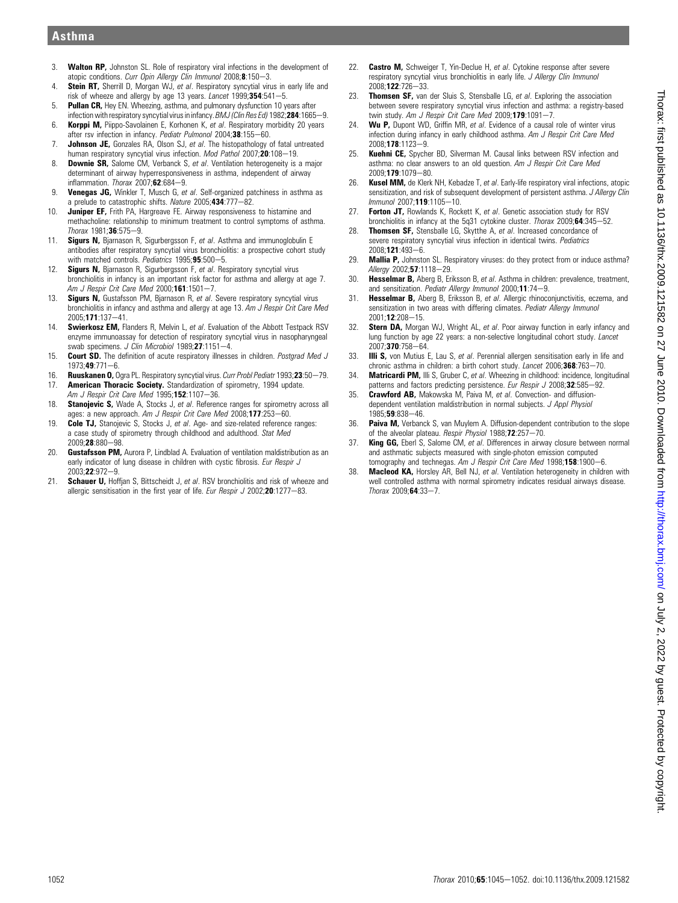3. **Walton RP,** Johnston SL. Role of respiratory viral infections in the development of atopic conditions. *Curr Opin Allergy Clin Immunol* 2008;**8**:150—3.
4. **Stein RT,** Sherrill D, Morgan WJ, *et al*. Respiratory syncytial virus in early life and risk of wheeze and allergy by age 13 years. *Lancet* 1999;**354**:541—5.
5. **Pullan CR,** Hey EN. Wheezing, asthma, and pulmonary dysfunction 10 years after infection with respiratory syncytial virus in infancy. *BMJ (Clin Res Ed)* 1982;**284**:1665—9.
6. **Korppi M,** Piippo-Savolainen E, Korhonen K, *et al*. Respiratory morbidity 20 years after rsv infection in infancy. *Pediatr Pulmonol* 2004;**38**:155—60.
7. **Johnson JE,** Gonzales RA, Olson SJ, *et al*. The histopathology of fatal untreated human respiratory syncytial virus infection. *Mod Pathol* 2007;**20**:108—19.
8. **Downie SR,** Salome CM, Verbanck S, *et al*. Ventilation heterogeneity is a major determinant of airway hyperresponsiveness in asthma, independent of airway inflammation. *Thorax* 2007;**62**:684—9.
9. **Venegas JG,** Winkler T, Musch G, *et al*. Self-organized patchiness in asthma as a prelude to catastrophic shifts. *Nature* 2005;**434**:777—82.
10. **Juniper EF,** Frith PA, Hargreave FE. Airway responsiveness to histamine and methacholine: relationship to minimum treatment to control symptoms of asthma. *Thorax* 1981;**36**:575—9.
11. **Sigurs N,** Bjarnason R, Sigurbergsson F, *et al*. Asthma and immunoglobulin E antibodies after respiratory syncytial virus bronchiolitis: a prospective cohort study with matched controls. *Pediatrics* 1995;**95**:500—5.
12. **Sigurs N,** Bjarnason R, Sigurbergsson F, *et al*. Respiratory syncytial virus bronchiolitis in infancy is an important risk factor for asthma and allergy at age 7. *Am J Respir Crit Care Med* 2000;**161**:1501—7.
13. **Sigurs N,** Gustafsson PM, Bjarnason R, *et al*. Severe respiratory syncytial virus bronchiolitis in infancy and asthma and allergy at age 13. *Am J Respir Crit Care Med* 2005;**171**:137—41.
14. **Swierkosz EM,** Flanders R, Melvin L, *et al*. Evaluation of the Abbott Testpack RSV enzyme immunoassay for detection of respiratory syncytial virus in nasopharyngeal swab specimens. *J Clin Microbiol* 1989;**27**:1151—4.
15. **Court SD.** The definition of acute respiratory illnesses in children. *Postgrad Med J* 1973;**49**:771—6.
16. **Ruuskanen O,** Ogra PL. Respiratory syncytial virus. *Curr Probl Pediatr* 1993;**23**:50—79.
17. **American Thoracic Society.** Standardization of spirometry, 1994 update. *Am J Respir Crit Care Med* 1995;**152**:1107—36.
18. **Stanojevic S,** Wade A, Stocks J, *et al*. Reference ranges for spirometry across all ages: a new approach. *Am J Respir Crit Care Med* 2008;**177**:253—60.
19. **Cole TJ,** Stanojevic S, Stocks J, *et al*. Age- and size-related reference ranges: a case study of spirometry through childhood and adulthood. *Stat Med* 2009;**28**:880—98.
20. **Gustafsson PM,** Aurora P, Lindblad A. Evaluation of ventilation maldistribution as an early indicator of lung disease in children with cystic fibrosis. *Eur Respir J* 2003;**22**:972—9.
21. **Schauer U,** Hoffjan S, Bittscheidt J, *et al*. RSV bronchiolitis and risk of wheeze and allergic sensitisation in the first year of life. *Eur Respir J* 2002;**20**:1277—83.
22. **Castro M,** Schweiger T, Yin-Declue H, *et al*. Cytokine response after severe respiratory syncytial virus bronchiolitis in early life. *J Allergy Clin Immunol* 2008;**122**:726—33.
23. **Thomsen SF,** van der Sluis S, Stensballe LG, *et al*. Exploring the association between severe respiratory syncytial virus infection and asthma: a registry-based twin study. *Am J Respir Crit Care Med* 2009;**179**:1091—7.
24. **Wu P,** Dupont WD, Griffin MR, *et al*. Evidence of a causal role of winter virus infection during infancy in early childhood asthma. *Am J Respir Crit Care Med* 2008;**178**:1123—9.
25. **Kuehni CE,** Spycher BD, Silverman M. Causal links between RSV infection and asthma: no clear answers to an old question. *Am J Respir Crit Care Med* 2009;**179**:1079—80.
26. **Kusel MM,** de Klerk NH, Kebadze T, *et al*. Early-life respiratory viral infections, atopic sensitization, and risk of subsequent development of persistent asthma. *J Allergy Clin Immunol* 2007;**119**:1105—10.
27. **Forton JT,** Rowlands K, Rockett K, *et al*. Genetic association study for RSV bronchiolitis in infancy at the 5q31 cytokine cluster. *Thorax* 2009;**64**:345—52.
28. **Thomsen SF,** Stensballe LG, Skytthe A, *et al*. Increased concordance of severe respiratory syncytial virus infection in identical twins. *Pediatrics* 2008;**121**:493—6.
29. **Mallia P,** Johnston SL. Respiratory viruses: do they protect from or induce asthma? *Allergy* 2002;**57**:1118—29.
30. **Hesselmar B,** Aberg B, Eriksson B, *et al*. Asthma in children: prevalence, treatment, and sensitization. *Pediatr Allergy Immunol* 2000;**11**:74—9.
31. **Hesselmar B,** Aberg B, Eriksson B, *et al*. Allergic rhinoconjunctivitis, eczema, and sensitization in two areas with differing climates. *Pediatr Allergy Immunol* 2001;**12**:208—15.
32. **Stern DA,** Morgan WJ, Wright AL, *et al*. Poor airway function in early infancy and lung function by age 22 years: a non-selective longitudinal cohort study. *Lancet* 2007;**370**:758—64.
33. **Illi S,** von Mutius E, Lau S, *et al*. Perennial allergen sensitisation early in life and chronic asthma in children: a birth cohort study. *Lancet* 2006;**368**:763—70.
34. **Matricardi PM,** Illi S, Gruber C, *et al*. Wheezing in childhood: incidence, longitudinal patterns and factors predicting persistence. *Eur Respir J* 2008;**32**:585—92.
35. **Crawford AB,** Makowska M, Paiva M, *et al*. Convection- and diffusion-dependent ventilation maldistribution in normal subjects. *J Appl Physiol* 1985;**59**:838—46.
36. **Paiva M,** Verbanck S, van Muylem A. Diffusion-dependent contribution to the slope of the alveolar plateau. *Respir Physiol* 1988;**72**:257—70.
37. **King GG,** Eberl S, Salome CM, *et al*. Differences in airway closure between normal and asthmatic subjects measured with single-photon emission computed tomography and technegas. *Am J Respir Crit Care Med* 1998;**158**:1900—6.
38. **Macleod KA,** Horsley AR, Bell NJ, *et al*. Ventilation heterogeneity in children with well controlled asthma with normal spirometry indicates residual airways disease. *Thorax* 2009;**64**:33—7.